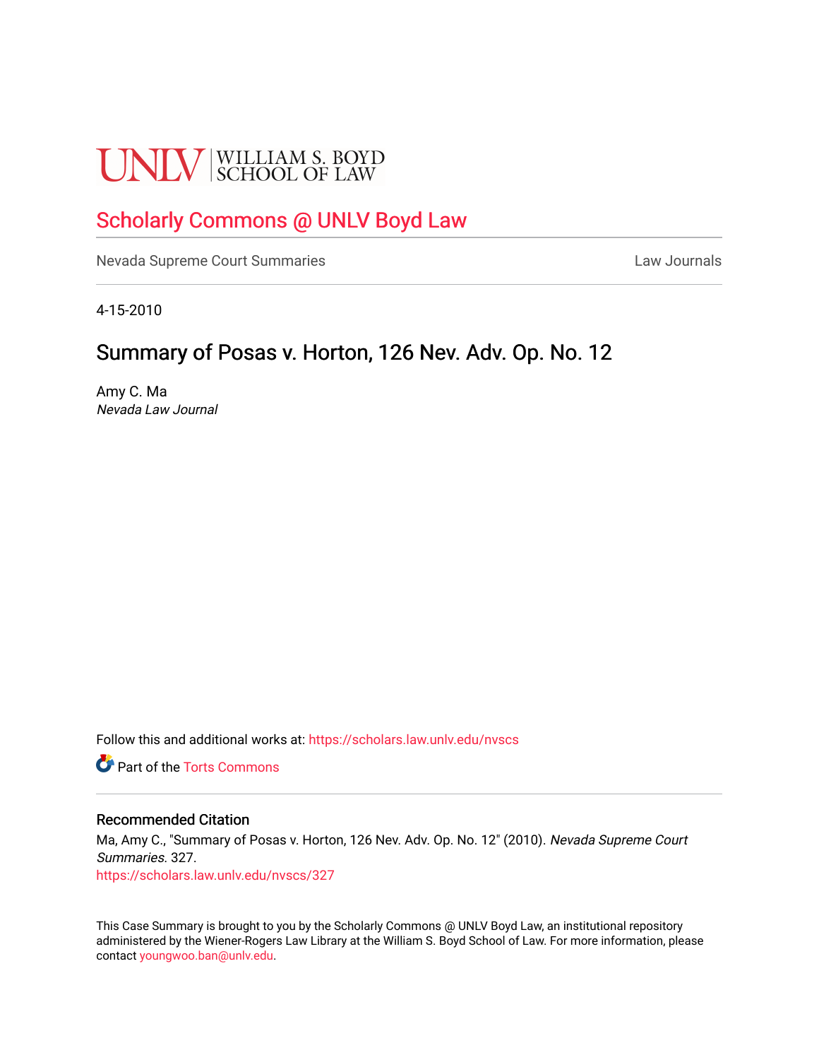UNLV | WILLIAM S. BOYD SCHOOL OF LAW

# Scholarly Commons @ UNLV Boyd Law

Nevada Supreme Court Summaries                                                                 Law Journals

4-15-2010

## Summary of Posas v. Horton, 126 Nev. Adv. Op. No. 12

Amy C. Ma
*Nevada Law Journal*

Follow this and additional works at: https://scholars.law.unlv.edu/nvscs

Part of the Torts Commons

### Recommended Citation

Ma, Amy C., "Summary of Posas v. Horton, 126 Nev. Adv. Op. No. 12" (2010). *Nevada Supreme Court Summaries*. 327.
https://scholars.law.unlv.edu/nvscs/327

This Case Summary is brought to you by the Scholarly Commons @ UNLV Boyd Law, an institutional repository administered by the Wiener-Rogers Law Library at the William S. Boyd School of Law. For more information, please contact youngwoo.ban@unlv.edu.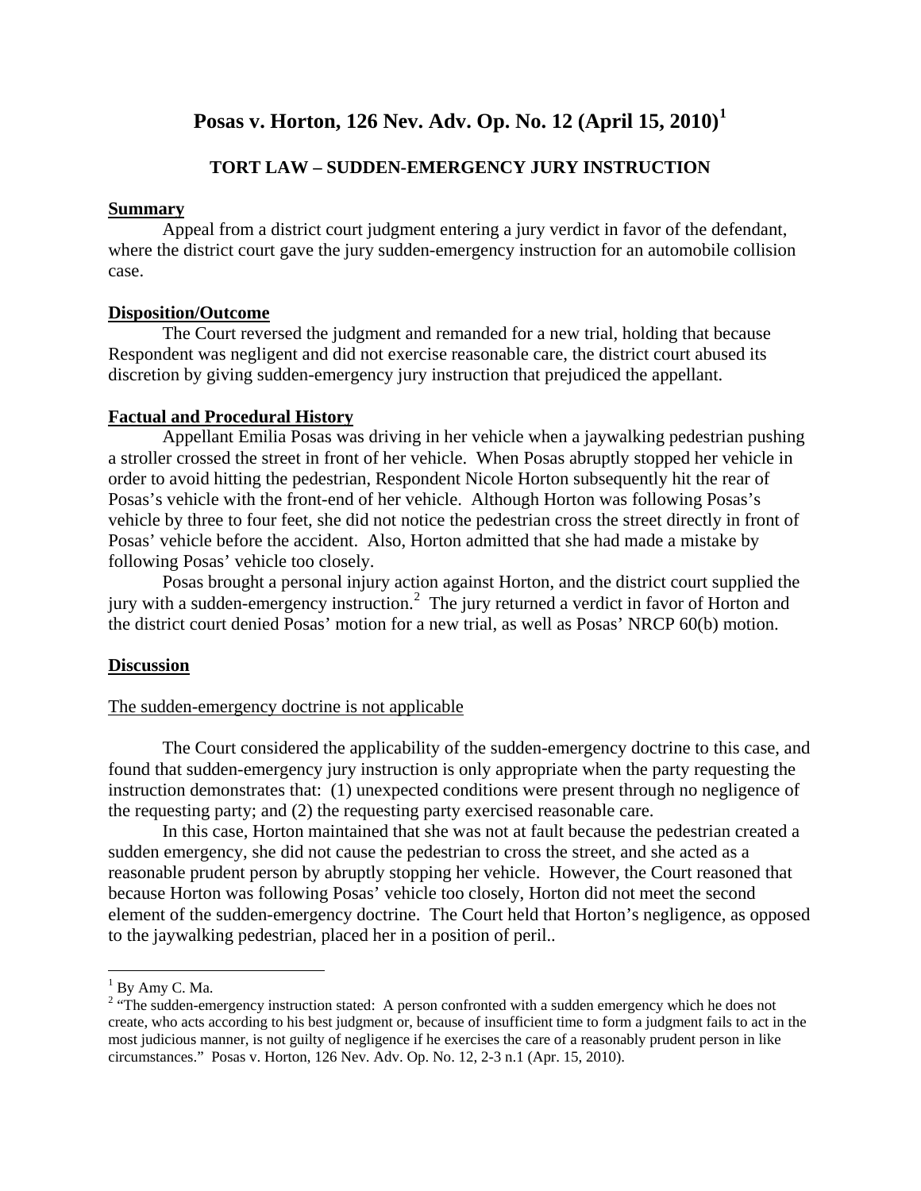# Posas v. Horton, 126 Nev. Adv. Op. No. 12 (April 15, 2010)[1]

## TORT LAW – SUDDEN-EMERGENCY JURY INSTRUCTION

**Summary**

Appeal from a district court judgment entering a jury verdict in favor of the defendant, where the district court gave the jury sudden-emergency instruction for an automobile collision case.

**Disposition/Outcome**

The Court reversed the judgment and remanded for a new trial, holding that because Respondent was negligent and did not exercise reasonable care, the district court abused its discretion by giving sudden-emergency jury instruction that prejudiced the appellant.

**Factual and Procedural History**

Appellant Emilia Posas was driving in her vehicle when a jaywalking pedestrian pushing a stroller crossed the street in front of her vehicle. When Posas abruptly stopped her vehicle in order to avoid hitting the pedestrian, Respondent Nicole Horton subsequently hit the rear of Posas's vehicle with the front-end of her vehicle. Although Horton was following Posas's vehicle by three to four feet, she did not notice the pedestrian cross the street directly in front of Posas' vehicle before the accident. Also, Horton admitted that she had made a mistake by following Posas' vehicle too closely.

Posas brought a personal injury action against Horton, and the district court supplied the jury with a sudden-emergency instruction.[2] The jury returned a verdict in favor of Horton and the district court denied Posas' motion for a new trial, as well as Posas' NRCP 60(b) motion.

**Discussion**

The sudden-emergency doctrine is not applicable

The Court considered the applicability of the sudden-emergency doctrine to this case, and found that sudden-emergency jury instruction is only appropriate when the party requesting the instruction demonstrates that: (1) unexpected conditions were present through no negligence of the requesting party; and (2) the requesting party exercised reasonable care.

In this case, Horton maintained that she was not at fault because the pedestrian created a sudden emergency, she did not cause the pedestrian to cross the street, and she acted as a reasonable prudent person by abruptly stopping her vehicle. However, the Court reasoned that because Horton was following Posas' vehicle too closely, Horton did not meet the second element of the sudden-emergency doctrine. The Court held that Horton's negligence, as opposed to the jaywalking pedestrian, placed her in a position of peril..

---

[1] By Amy C. Ma.

[2] "The sudden-emergency instruction stated: A person confronted with a sudden emergency which he does not create, who acts according to his best judgment or, because of insufficient time to form a judgment fails to act in the most judicious manner, is not guilty of negligence if he exercises the care of a reasonably prudent person in like circumstances." Posas v. Horton, 126 Nev. Adv. Op. No. 12, 2-3 n.1 (Apr. 15, 2010).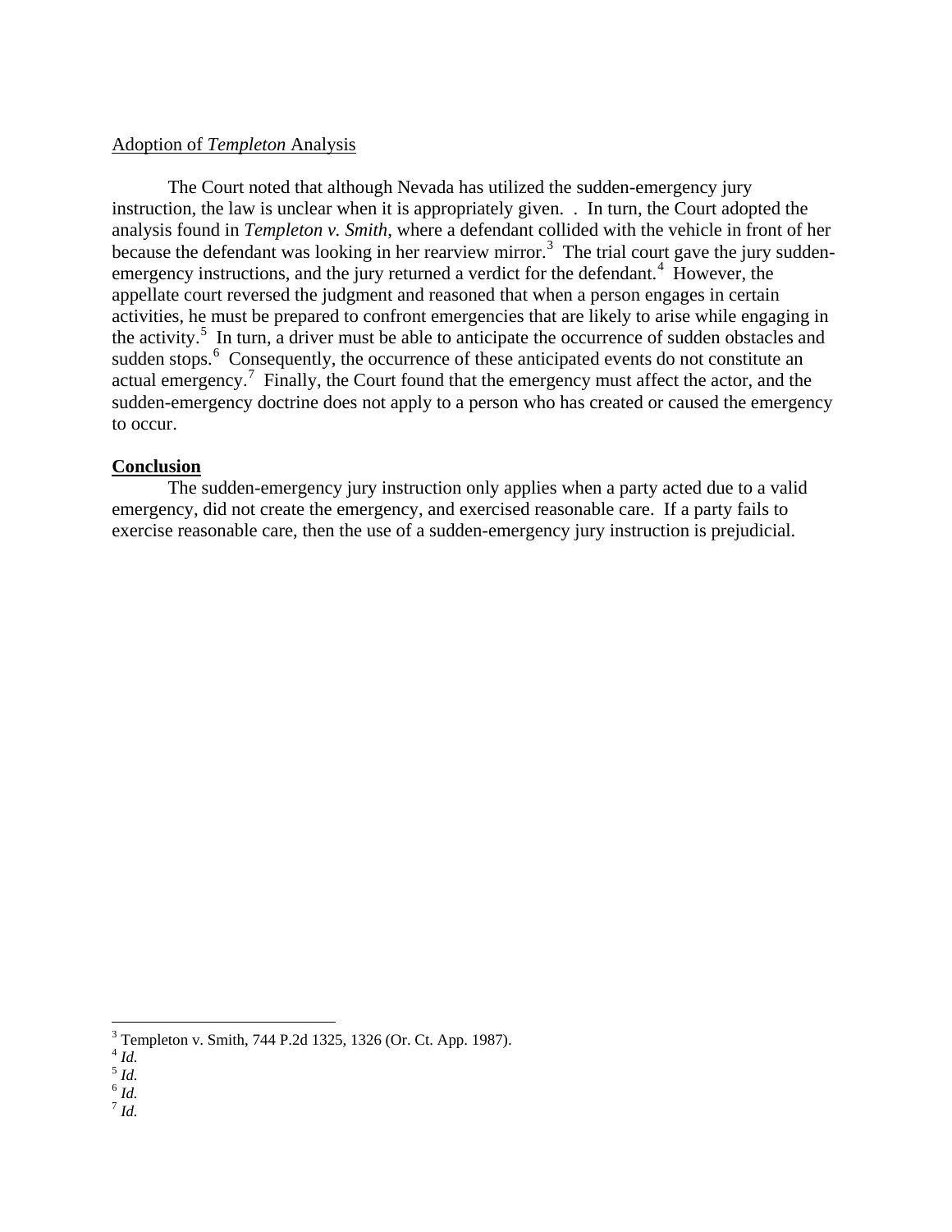<u>Adoption of *Templeton* Analysis</u>

The Court noted that although Nevada has utilized the sudden-emergency jury instruction, the law is unclear when it is appropriately given. . In turn, the Court adopted the analysis found in *Templeton v. Smith*, where a defendant collided with the vehicle in front of her because the defendant was looking in her rearview mirror.[3] The trial court gave the jury sudden-emergency instructions, and the jury returned a verdict for the defendant.[4] However, the appellate court reversed the judgment and reasoned that when a person engages in certain activities, he must be prepared to confront emergencies that are likely to arise while engaging in the activity.[5] In turn, a driver must be able to anticipate the occurrence of sudden obstacles and sudden stops.[6] Consequently, the occurrence of these anticipated events do not constitute an actual emergency.[7] Finally, the Court found that the emergency must affect the actor, and the sudden-emergency doctrine does not apply to a person who has created or caused the emergency to occur.

**<u>Conclusion</u>**

The sudden-emergency jury instruction only applies when a party acted due to a valid emergency, did not create the emergency, and exercised reasonable care. If a party fails to exercise reasonable care, then the use of a sudden-emergency jury instruction is prejudicial.

---

[3] Templeton v. Smith, 744 P.2d 1325, 1326 (Or. Ct. App. 1987).
[4] *Id.*
[5] *Id.*
[6] *Id.*
[7] *Id.*